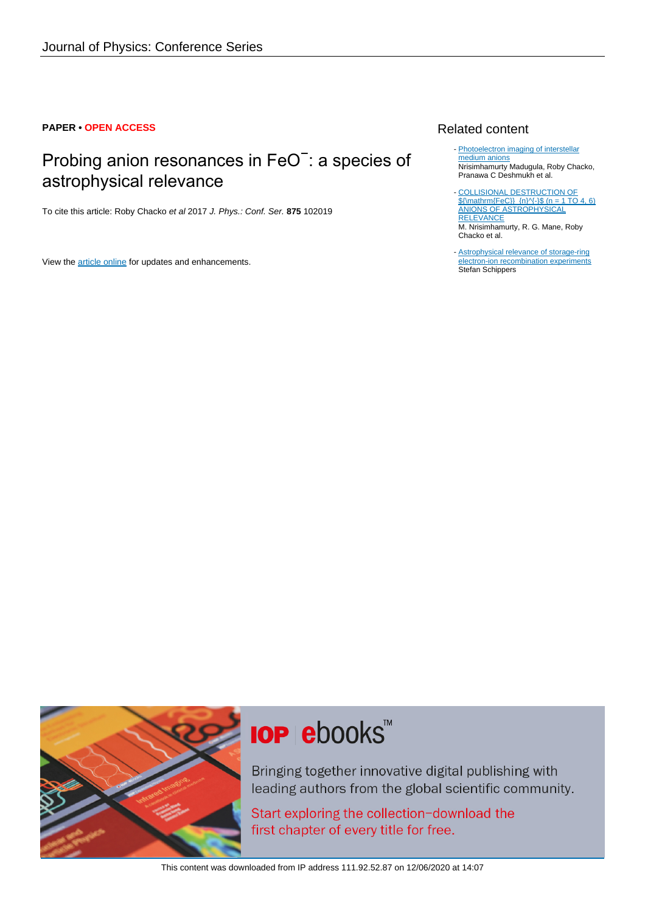**PAPER • OPEN ACCESS**

# Probing anion resonances in $FeO^-$: a species of astrophysical relevance

To cite this article: Roby Chacko *et al* 2017 *J. Phys.: Conf. Ser.* **875** 102019

View the article online for updates and enhancements.

## Related content

- Photoelectron imaging of interstellar medium anions
Nrisimhamurty Madugula, Roby Chacko, Pranawa C Deshmukh et al.

- COLLISIONAL DESTRUCTION OF ${\mathrm{FeC}}_{n}^{-}$ (n = 1 TO 4, 6) ANIONS OF ASTROPHYSICAL RELEVANCE
M. Nrisimhamurty, R. G. Mane, Roby Chacko et al.

- Astrophysical relevance of storage-ring electron-ion recombination experiments
Stefan Schippers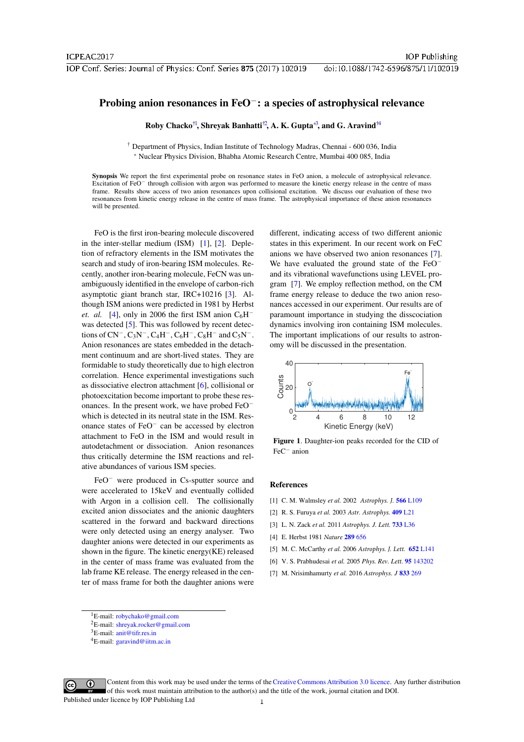# Probing anion resonances in $FeO^-$: a species of astrophysical relevance

**Roby Chacko[†1], Shreyak Banhatti[†2], A. K. Gupta[*3], and G. Aravind[†4]**

[†] Department of Physics, Indian Institute of Technology Madras, Chennai - 600 036, India
[*] Nuclear Physics Division, Bhabha Atomic Research Centre, Mumbai 400 085, India

**Synopsis** We report the first experimental probe on resonance states in FeO anion, a molecule of astrophysical relevance. Excitation of $FeO^-$ through collision with argon was performed to measure the kinetic energy release in the centre of mass frame. Results show access of two anion resonances upon collisional excitation. We discuss our evaluation of these two resonances from kinetic energy release in the centre of mass frame. The astrophysical importance of these anion resonances will be presented.

FeO is the first iron-bearing molecule discovered in the inter-stellar medium (ISM) [1], [2]. Depletion of refractory elements in the ISM motivates the search and study of iron-bearing ISM molecules. Recently, another iron-bearing molecule, FeCN was unambiguously identified in the envelope of carbon-rich asymptotic giant branch star, IRC+10216 [3]. Although ISM anions were predicted in 1981 by Herbst *et. al.* [4], only in 2006 the first ISM anion $C_6H^-$ was detected [5]. This was followed by recent detections of $CN^-$, $C_3N^-$, $C_4H^-$, $C_6H^-$, $C_8H^-$ and $C_5N^-$. Anion resonances are states embedded in the detachment continuum and are short-lived states. They are formidable to study theoretically due to high electron correlation. Hence experimental investigations such as dissociative electron attachment [6], collisional or photoexcitation become important to probe these resonances. In the present work, we have probed $FeO^-$ which is detected in its neutral state in the ISM. Resonance states of $FeO^-$ can be accessed by electron attachment to FeO in the ISM and would result in autodetachment or dissociation. Anion resonances thus critically determine the ISM reactions and relative abundances of various ISM species.

$FeO^-$ were produced in Cs-sputter source and were accelerated to 15keV and eventually collided with Argon in a collision cell. The collisionally excited anion dissociates and the anionic daughters scattered in the forward and backward directions were only detected using an energy analyser. Two daughter anions were detected in our experiments as shown in the figure. The kinetic energy(KE) released in the center of mass frame was evaluated from the lab frame KE release. The energy released in the center of mass frame for both the daughter anions were different, indicating access of two different anionic states in this experiment. In our recent work on FeC anions we have observed two anion resonances [7]. We have evaluated the ground state of the $FeO^-$ and its vibrational wavefunctions using LEVEL program [7]. We employ reflection method, on the CM frame energy release to deduce the two anion resonances accessed in our experiment. Our results are of paramount importance in studying the disscociation dynamics involving iron containing ISM molecules. The important implications of our results to astronomy will be discussed in the presentation.

40
Counts
20
0
O⁻
Fe⁻
2 4 6 8 10 12
Kinetic Energy (keV)

**Figure 1**. Daughter-ion peaks recorded for the CID of $FeC^-$ anion

## References

[1] C. M. Walmsley *et al.* 2002 *Astrophys. J.* **566** L109

[2] R. S. Furuya *et al.* 2003 *Astr. Astrophys.* **409** L21

[3] L. N. Zack *et al.* 2011 *Astrophys. J. Lett.* **733** L36

[4] E. Herbst 1981 *Nature* **289** 656

[5] M. C. McCarthy *et al.* 2006 *Astrophys. J. Lett.* **652** L141

[6] V. S. Prabhudesai *et al.* 2005 *Phys. Rev. Lett.* **95** 143202

[7] M. Nrisimhamurty *et al.* 2016 *Astrophys. J* **833** 269

---

[1] E-mail: robychako@gmail.com
[2] E-mail: shreyak.rocker@gmail.com
[3] E-mail: anit@tifr.res.in
[4] E-mail: garavind@iitm.ac.in

Content from this work may be used under the terms of the Creative Commons Attribution 3.0 licence. Any further distribution of this work must maintain attribution to the author(s) and the title of the work, journal citation and DOI.
Published under licence by IOP Publishing Ltd